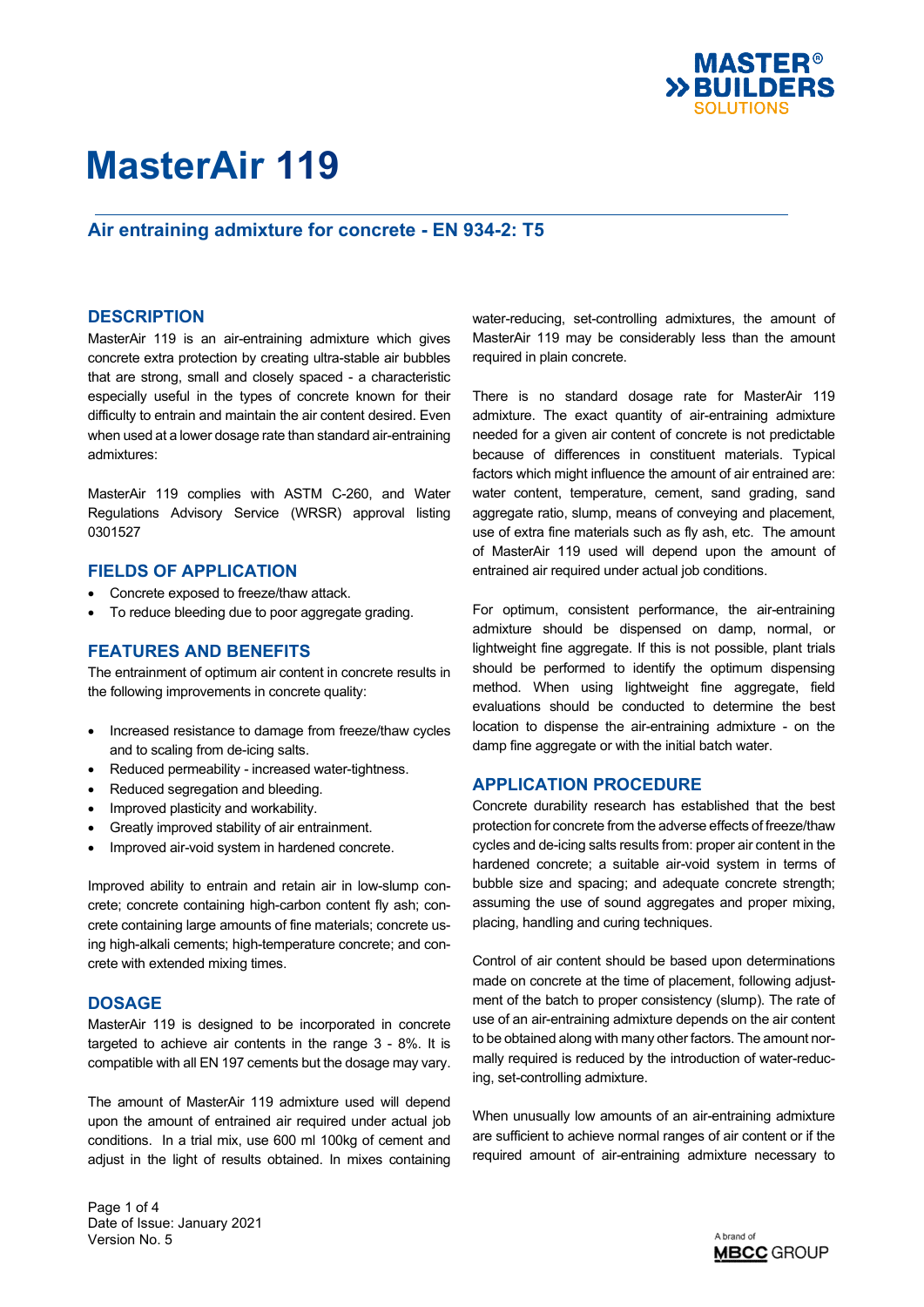# MasterAir 119

## Air entraining admixture for concrete - EN 934-2: T5

## DESCRIPTION

MasterAir 119 is an air-entraining admixture which gives concrete extra protection by creating ultra-stable air bubbles that are strong, small and closely spaced - a characteristic especially useful in the types of concrete known for their difficulty to entrain and maintain the air content desired. Even when used at a lower dosage rate than standard air-entraining admixtures:

MasterAir 119 complies with ASTM C-260, and Water Regulations Advisory Service (WRSR) approval listing 0301527

## FIELDS OF APPLICATION

- Concrete exposed to freeze/thaw attack.
- To reduce bleeding due to poor aggregate grading.

## FEATURES AND BENEFITS

The entrainment of optimum air content in concrete results in the following improvements in concrete quality:

- Increased resistance to damage from freeze/thaw cycles and to scaling from de-icing salts.
- Reduced permeability - increased water-tightness.
- Reduced segregation and bleeding.
- Improved plasticity and workability.
- Greatly improved stability of air entrainment.
- Improved air-void system in hardened concrete.

Improved ability to entrain and retain air in low-slump concrete; concrete containing high-carbon content fly ash; concrete containing large amounts of fine materials; concrete using high-alkali cements; high-temperature concrete; and concrete with extended mixing times.

## DOSAGE

MasterAir 119 is designed to be incorporated in concrete targeted to achieve air contents in the range 3 - 8%. It is compatible with all EN 197 cements but the dosage may vary.

The amount of MasterAir 119 admixture used will depend upon the amount of entrained air required under actual job conditions. In a trial mix, use 600 ml 100kg of cement and adjust in the light of results obtained. In mixes containing water-reducing, set-controlling admixtures, the amount of MasterAir 119 may be considerably less than the amount required in plain concrete.

There is no standard dosage rate for MasterAir 119 admixture. The exact quantity of air-entraining admixture needed for a given air content of concrete is not predictable because of differences in constituent materials. Typical factors which might influence the amount of air entrained are: water content, temperature, cement, sand grading, sand aggregate ratio, slump, means of conveying and placement, use of extra fine materials such as fly ash, etc. The amount of MasterAir 119 used will depend upon the amount of entrained air required under actual job conditions.

For optimum, consistent performance, the air-entraining admixture should be dispensed on damp, normal, or lightweight fine aggregate. If this is not possible, plant trials should be performed to identify the optimum dispensing method. When using lightweight fine aggregate, field evaluations should be conducted to determine the best location to dispense the air-entraining admixture - on the damp fine aggregate or with the initial batch water.

## APPLICATION PROCEDURE

Concrete durability research has established that the best protection for concrete from the adverse effects of freeze/thaw cycles and de-icing salts results from: proper air content in the hardened concrete; a suitable air-void system in terms of bubble size and spacing; and adequate concrete strength; assuming the use of sound aggregates and proper mixing, placing, handling and curing techniques.

Control of air content should be based upon determinations made on concrete at the time of placement, following adjustment of the batch to proper consistency (slump). The rate of use of an air-entraining admixture depends on the air content to be obtained along with many other factors. The amount normally required is reduced by the introduction of water-reducing, set-controlling admixture.

When unusually low amounts of an air-entraining admixture are sufficient to achieve normal ranges of air content or if the required amount of air-entraining admixture necessary to

Date of Issue: January 2021
Version No. 5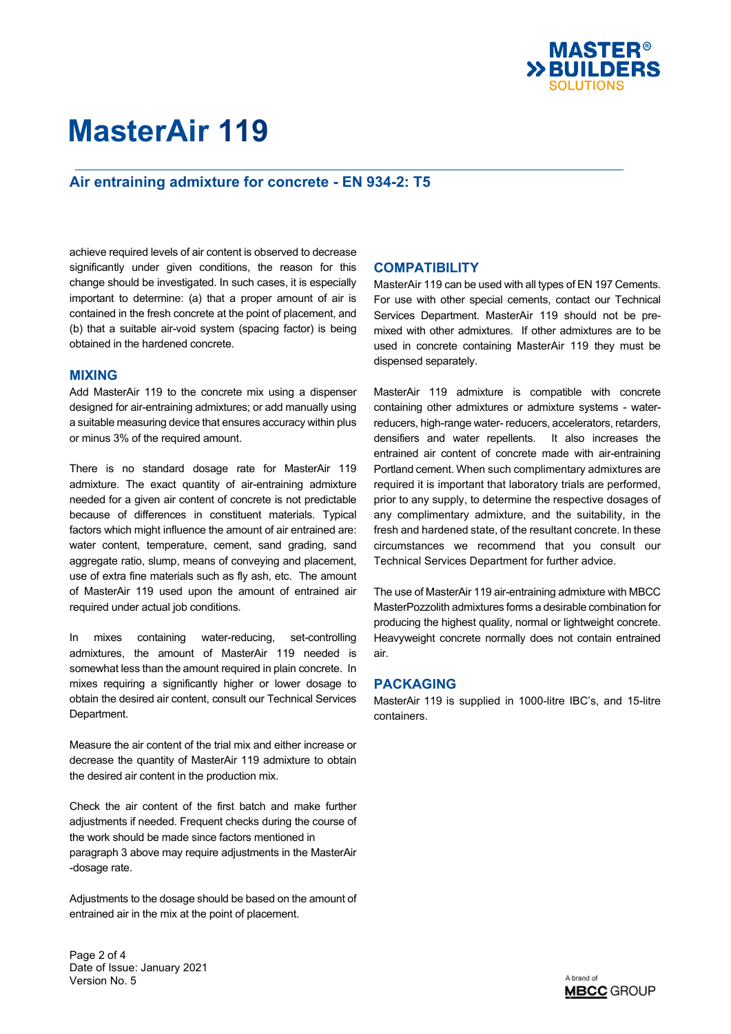achieve required levels of air content is observed to decrease significantly under given conditions, the reason for this change should be investigated. In such cases, it is especially important to determine: (a) that a proper amount of air is contained in the fresh concrete at the point of placement, and (b) that a suitable air-void system (spacing factor) is being obtained in the hardened concrete.

## MIXING

Add MasterAir 119 to the concrete mix using a dispenser designed for air-entraining admixtures; or add manually using a suitable measuring device that ensures accuracy within plus or minus 3% of the required amount.

There is no standard dosage rate for MasterAir 119 admixture. The exact quantity of air-entraining admixture needed for a given air content of concrete is not predictable because of differences in constituent materials. Typical factors which might influence the amount of air entrained are: water content, temperature, cement, sand grading, sand aggregate ratio, slump, means of conveying and placement, use of extra fine materials such as fly ash, etc. The amount of MasterAir 119 used upon the amount of entrained air required under actual job conditions.

In mixes containing water-reducing, set-controlling admixtures, the amount of MasterAir 119 needed is somewhat less than the amount required in plain concrete. In mixes requiring a significantly higher or lower dosage to obtain the desired air content, consult our Technical Services Department.

Measure the air content of the trial mix and either increase or decrease the quantity of MasterAir 119 admixture to obtain the desired air content in the production mix.

Check the air content of the first batch and make further adjustments if needed. Frequent checks during the course of the work should be made since factors mentioned in paragraph 3 above may require adjustments in the MasterAir -dosage rate.

Adjustments to the dosage should be based on the amount of entrained air in the mix at the point of placement.

## COMPATIBILITY

MasterAir 119 can be used with all types of EN 197 Cements. For use with other special cements, contact our Technical Services Department. MasterAir 119 should not be pre-mixed with other admixtures. If other admixtures are to be used in concrete containing MasterAir 119 they must be dispensed separately.

MasterAir 119 admixture is compatible with concrete containing other admixtures or admixture systems - water-reducers, high-range water- reducers, accelerators, retarders, densifiers and water repellents. It also increases the entrained air content of concrete made with air-entraining Portland cement. When such complimentary admixtures are required it is important that laboratory trials are performed, prior to any supply, to determine the respective dosages of any complimentary admixture, and the suitability, in the fresh and hardened state, of the resultant concrete. In these circumstances we recommend that you consult our Technical Services Department for further advice.

The use of MasterAir 119 air-entraining admixture with MBCC MasterPozzolith admixtures forms a desirable combination for producing the highest quality, normal or lightweight concrete. Heavyweight concrete normally does not contain entrained air.

## PACKAGING

MasterAir 119 is supplied in 1000-litre IBC's, and 15-litre containers.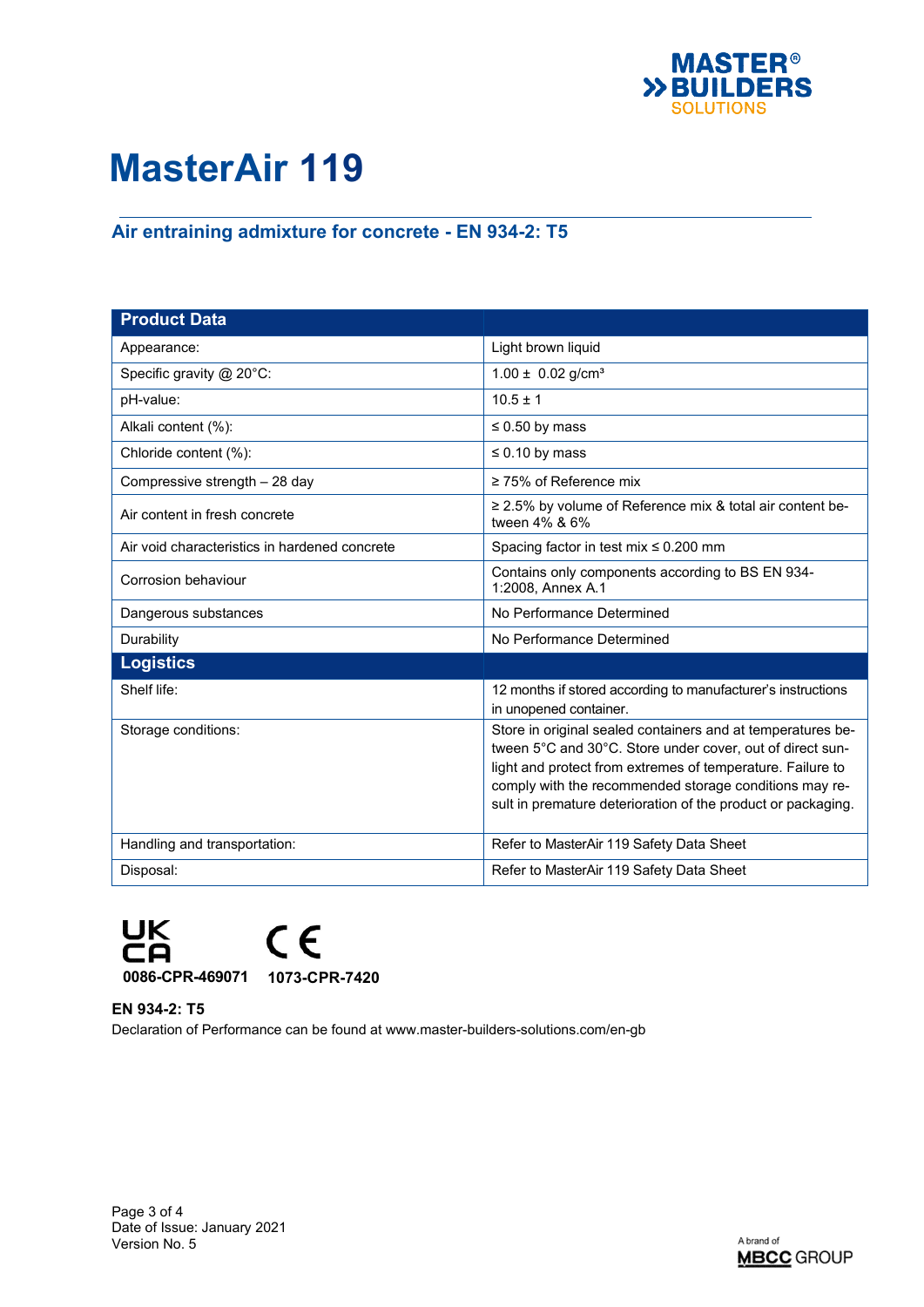# MasterAir 119

## Air entraining admixture for concrete - EN 934-2: T5

| Product Data | |
|---|---|
| Appearance: | Light brown liquid |
| Specific gravity @ 20°C: | 1.00 ± 0.02 g/cm³ |
| pH-value: | 10.5 ± 1 |
| Alkali content (%): | ≤ 0.50 by mass |
| Chloride content (%): | ≤ 0.10 by mass |
| Compressive strength – 28 day | ≥ 75% of Reference mix |
| Air content in fresh concrete | ≥ 2.5% by volume of Reference mix & total air content between 4% & 6% |
| Air void characteristics in hardened concrete | Spacing factor in test mix ≤ 0.200 mm |
| Corrosion behaviour | Contains only components according to BS EN 934-1:2008, Annex A.1 |
| Dangerous substances | No Performance Determined |
| Durability | No Performance Determined |
| **Logistics** | |
| Shelf life: | 12 months if stored according to manufacturer's instructions in unopened container. |
| Storage conditions: | Store in original sealed containers and at temperatures between 5°C and 30°C. Store under cover, out of direct sunlight and protect from extremes of temperature. Failure to comply with the recommended storage conditions may result in premature deterioration of the product or packaging. |
| Handling and transportation: | Refer to MasterAir 119 Safety Data Sheet |
| Disposal: | Refer to MasterAir 119 Safety Data Sheet |

UKCA **0086-CPR-469071** CE **1073-CPR-7420**

**EN 934-2: T5**

Declaration of Performance can be found at www.master-builders-solutions.com/en-gb

Date of Issue: January 2021
Version No. 5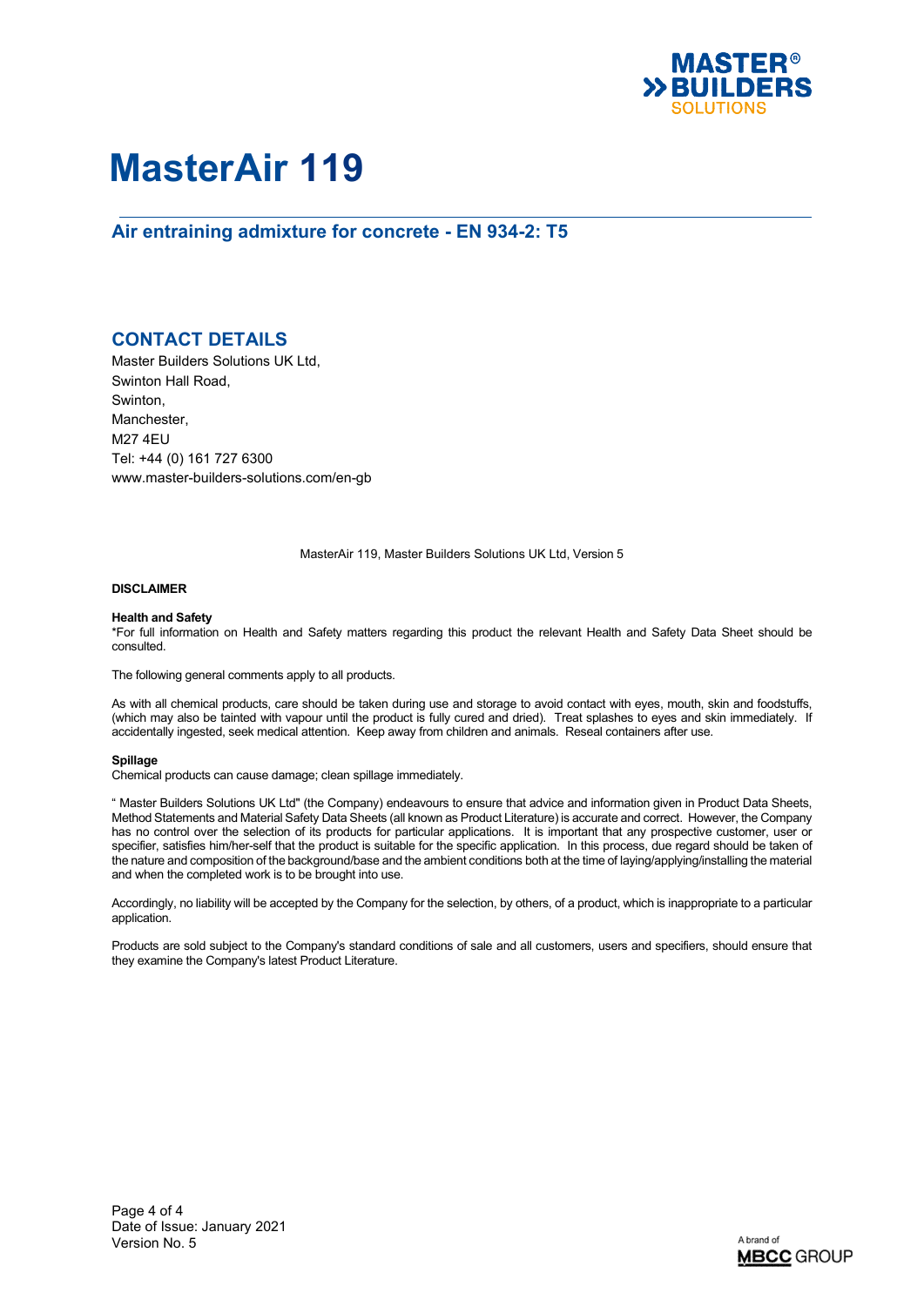# MasterAir 119

## Air entraining admixture for concrete - EN 934-2: T5

## CONTACT DETAILS

Master Builders Solutions UK Ltd,
Swinton Hall Road,
Swinton,
Manchester,
M27 4EU
Tel: +44 (0) 161 727 6300
www.master-builders-solutions.com/en-gb

MasterAir 119, Master Builders Solutions UK Ltd, Version 5

**DISCLAIMER**

**Health and Safety**
*For full information on Health and Safety matters regarding this product the relevant Health and Safety Data Sheet should be consulted.

The following general comments apply to all products.

As with all chemical products, care should be taken during use and storage to avoid contact with eyes, mouth, skin and foodstuffs, (which may also be tainted with vapour until the product is fully cured and dried). Treat splashes to eyes and skin immediately. If accidentally ingested, seek medical attention. Keep away from children and animals. Reseal containers after use.

**Spillage**
Chemical products can cause damage; clean spillage immediately.

" Master Builders Solutions UK Ltd" (the Company) endeavours to ensure that advice and information given in Product Data Sheets, Method Statements and Material Safety Data Sheets (all known as Product Literature) is accurate and correct. However, the Company has no control over the selection of its products for particular applications. It is important that any prospective customer, user or specifier, satisfies him/her-self that the product is suitable for the specific application. In this process, due regard should be taken of the nature and composition of the background/base and the ambient conditions both at the time of laying/applying/installing the material and when the completed work is to be brought into use.

Accordingly, no liability will be accepted by the Company for the selection, by others, of a product, which is inappropriate to a particular application.

Products are sold subject to the Company's standard conditions of sale and all customers, users and specifiers, should ensure that they examine the Company's latest Product Literature.

Date of Issue: January 2021
Version No. 5